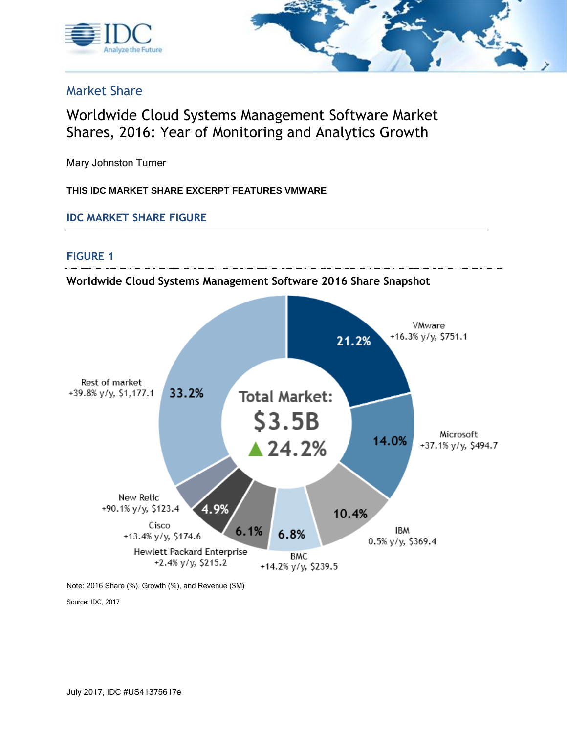Market Share

# Worldwide Cloud Systems Management Software Market Shares, 2016: Year of Monitoring and Analytics Growth

Mary Johnston Turner

**THIS IDC MARKET SHARE EXCERPT FEATURES VMWARE**

## IDC MARKET SHARE FIGURE

### FIGURE 1

**Worldwide Cloud Systems Management Software 2016 Share Snapshot**

Total Market: $3.5B ▲24.2%

| Vendor | Share | Growth (y/y) | Revenue ($M) |
|---|---|---|---|
| VMware | 21.2% | +16.3% | $751.1 |
| Microsoft | 14.0% | +37.1% | $494.7 |
| IBM | 10.4% | 0.5% | $369.4 |
| BMC | 6.8% | +14.2% | $239.5 |
| Hewlett Packard Enterprise | 6.1% | +2.4% | $215.2 |
| Cisco | 4.9% | +13.4% | $174.6 |
| New Relic | | +90.1% | $123.4 |
| Rest of market | 33.2% | +39.8% | $1,177.1 |

Note: 2016 Share (%), Growth (%), and Revenue ($M)

Source: IDC, 2017

July 2017, IDC #US41375617e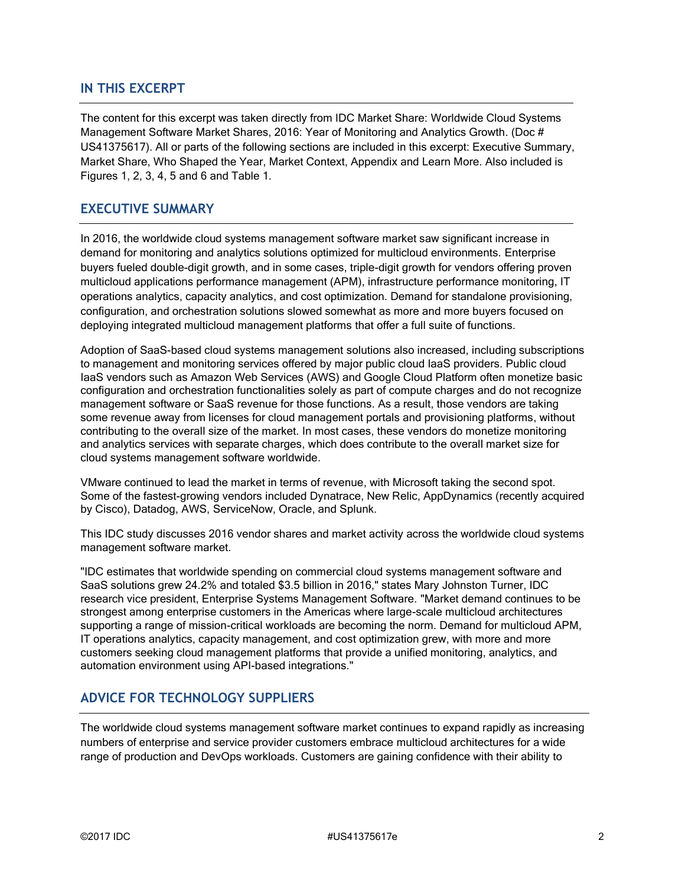## IN THIS EXCERPT

The content for this excerpt was taken directly from IDC Market Share: Worldwide Cloud Systems Management Software Market Shares, 2016: Year of Monitoring and Analytics Growth. (Doc # US41375617). All or parts of the following sections are included in this excerpt: Executive Summary, Market Share, Who Shaped the Year, Market Context, Appendix and Learn More. Also included is Figures 1, 2, 3, 4, 5 and 6 and Table 1.

## EXECUTIVE SUMMARY

In 2016, the worldwide cloud systems management software market saw significant increase in demand for monitoring and analytics solutions optimized for multicloud environments. Enterprise buyers fueled double-digit growth, and in some cases, triple-digit growth for vendors offering proven multicloud applications performance management (APM), infrastructure performance monitoring, IT operations analytics, capacity analytics, and cost optimization. Demand for standalone provisioning, configuration, and orchestration solutions slowed somewhat as more and more buyers focused on deploying integrated multicloud management platforms that offer a full suite of functions.

Adoption of SaaS-based cloud systems management solutions also increased, including subscriptions to management and monitoring services offered by major public cloud IaaS providers. Public cloud IaaS vendors such as Amazon Web Services (AWS) and Google Cloud Platform often monetize basic configuration and orchestration functionalities solely as part of compute charges and do not recognize management software or SaaS revenue for those functions. As a result, those vendors are taking some revenue away from licenses for cloud management portals and provisioning platforms, without contributing to the overall size of the market. In most cases, these vendors do monetize monitoring and analytics services with separate charges, which does contribute to the overall market size for cloud systems management software worldwide.

VMware continued to lead the market in terms of revenue, with Microsoft taking the second spot. Some of the fastest-growing vendors included Dynatrace, New Relic, AppDynamics (recently acquired by Cisco), Datadog, AWS, ServiceNow, Oracle, and Splunk.

This IDC study discusses 2016 vendor shares and market activity across the worldwide cloud systems management software market.

"IDC estimates that worldwide spending on commercial cloud systems management software and SaaS solutions grew 24.2% and totaled $3.5 billion in 2016," states Mary Johnston Turner, IDC research vice president, Enterprise Systems Management Software. "Market demand continues to be strongest among enterprise customers in the Americas where large-scale multicloud architectures supporting a range of mission-critical workloads are becoming the norm. Demand for multicloud APM, IT operations analytics, capacity management, and cost optimization grew, with more and more customers seeking cloud management platforms that provide a unified monitoring, analytics, and automation environment using API-based integrations."

## ADVICE FOR TECHNOLOGY SUPPLIERS

The worldwide cloud systems management software market continues to expand rapidly as increasing numbers of enterprise and service provider customers embrace multicloud architectures for a wide range of production and DevOps workloads. Customers are gaining confidence with their ability to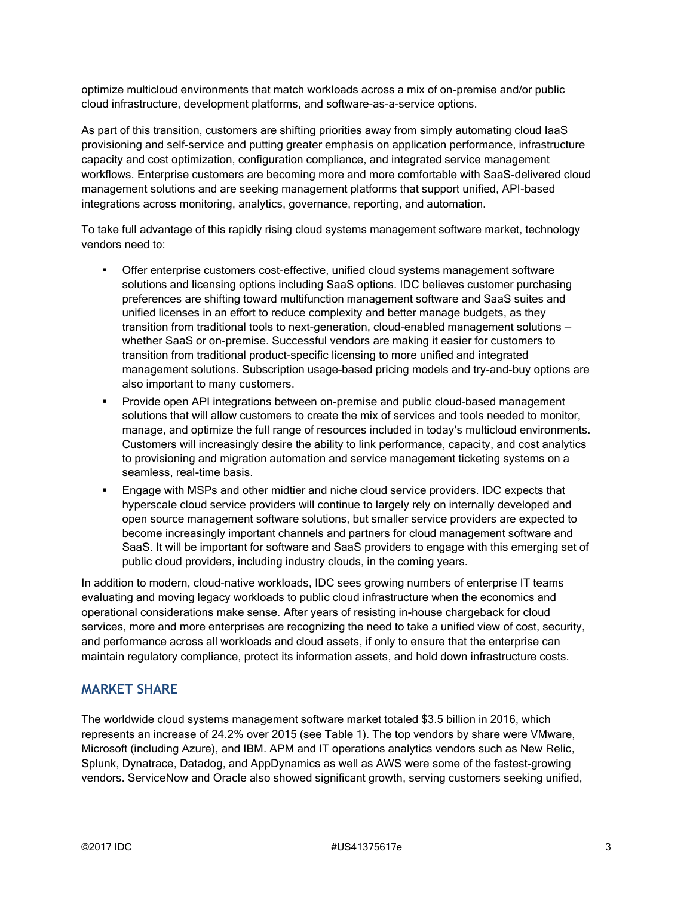optimize multicloud environments that match workloads across a mix of on-premise and/or public cloud infrastructure, development platforms, and software-as-a-service options.

As part of this transition, customers are shifting priorities away from simply automating cloud IaaS provisioning and self-service and putting greater emphasis on application performance, infrastructure capacity and cost optimization, configuration compliance, and integrated service management workflows. Enterprise customers are becoming more and more comfortable with SaaS-delivered cloud management solutions and are seeking management platforms that support unified, API-based integrations across monitoring, analytics, governance, reporting, and automation.

To take full advantage of this rapidly rising cloud systems management software market, technology vendors need to:

- Offer enterprise customers cost-effective, unified cloud systems management software solutions and licensing options including SaaS options. IDC believes customer purchasing preferences are shifting toward multifunction management software and SaaS suites and unified licenses in an effort to reduce complexity and better manage budgets, as they transition from traditional tools to next-generation, cloud-enabled management solutions — whether SaaS or on-premise. Successful vendors are making it easier for customers to transition from traditional product-specific licensing to more unified and integrated management solutions. Subscription usage-based pricing models and try-and-buy options are also important to many customers.
- Provide open API integrations between on-premise and public cloud-based management solutions that will allow customers to create the mix of services and tools needed to monitor, manage, and optimize the full range of resources included in today's multicloud environments. Customers will increasingly desire the ability to link performance, capacity, and cost analytics to provisioning and migration automation and service management ticketing systems on a seamless, real-time basis.
- Engage with MSPs and other midtier and niche cloud service providers. IDC expects that hyperscale cloud service providers will continue to largely rely on internally developed and open source management software solutions, but smaller service providers are expected to become increasingly important channels and partners for cloud management software and SaaS. It will be important for software and SaaS providers to engage with this emerging set of public cloud providers, including industry clouds, in the coming years.

In addition to modern, cloud-native workloads, IDC sees growing numbers of enterprise IT teams evaluating and moving legacy workloads to public cloud infrastructure when the economics and operational considerations make sense. After years of resisting in-house chargeback for cloud services, more and more enterprises are recognizing the need to take a unified view of cost, security, and performance across all workloads and cloud assets, if only to ensure that the enterprise can maintain regulatory compliance, protect its information assets, and hold down infrastructure costs.

## MARKET SHARE

The worldwide cloud systems management software market totaled $3.5 billion in 2016, which represents an increase of 24.2% over 2015 (see Table 1). The top vendors by share were VMware, Microsoft (including Azure), and IBM. APM and IT operations analytics vendors such as New Relic, Splunk, Dynatrace, Datadog, and AppDynamics as well as AWS were some of the fastest-growing vendors. ServiceNow and Oracle also showed significant growth, serving customers seeking unified,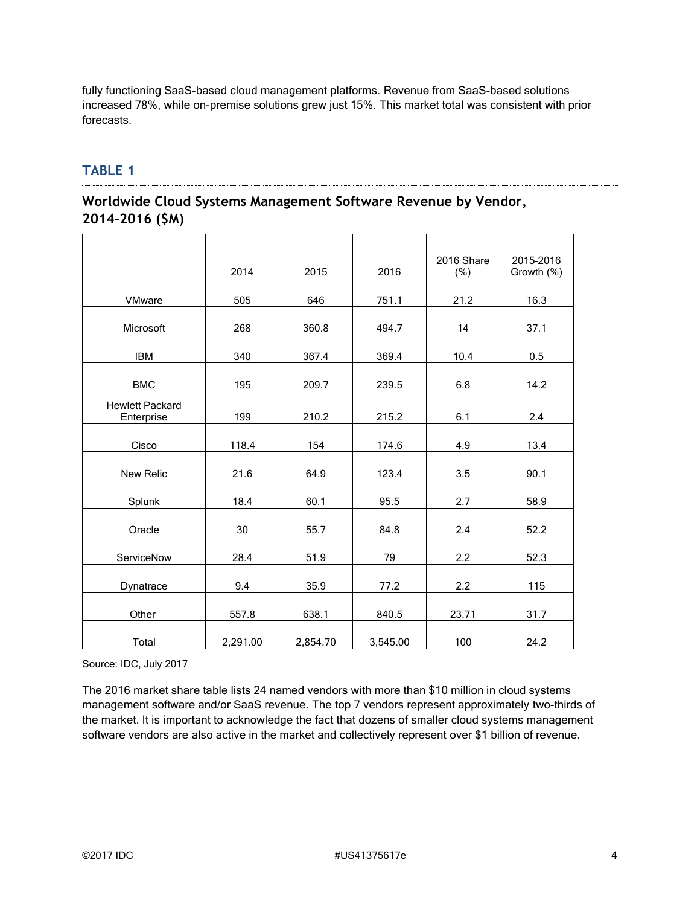fully functioning SaaS-based cloud management platforms. Revenue from SaaS-based solutions increased 78%, while on-premise solutions grew just 15%. This market total was consistent with prior forecasts.

## TABLE 1

### Worldwide Cloud Systems Management Software Revenue by Vendor, 2014–2016 ($M)

| | 2014 | 2015 | 2016 | 2016 Share (%) | 2015-2016 Growth (%) |
|---|---|---|---|---|---|
| VMware | 505 | 646 | 751.1 | 21.2 | 16.3 |
| Microsoft | 268 | 360.8 | 494.7 | 14 | 37.1 |
| IBM | 340 | 367.4 | 369.4 | 10.4 | 0.5 |
| BMC | 195 | 209.7 | 239.5 | 6.8 | 14.2 |
| Hewlett Packard Enterprise | 199 | 210.2 | 215.2 | 6.1 | 2.4 |
| Cisco | 118.4 | 154 | 174.6 | 4.9 | 13.4 |
| New Relic | 21.6 | 64.9 | 123.4 | 3.5 | 90.1 |
| Splunk | 18.4 | 60.1 | 95.5 | 2.7 | 58.9 |
| Oracle | 30 | 55.7 | 84.8 | 2.4 | 52.2 |
| ServiceNow | 28.4 | 51.9 | 79 | 2.2 | 52.3 |
| Dynatrace | 9.4 | 35.9 | 77.2 | 2.2 | 115 |
| Other | 557.8 | 638.1 | 840.5 | 23.71 | 31.7 |
| Total | 2,291.00 | 2,854.70 | 3,545.00 | 100 | 24.2 |

Source: IDC, July 2017

The 2016 market share table lists 24 named vendors with more than $10 million in cloud systems management software and/or SaaS revenue. The top 7 vendors represent approximately two-thirds of the market. It is important to acknowledge the fact that dozens of smaller cloud systems management software vendors are also active in the market and collectively represent over $1 billion of revenue.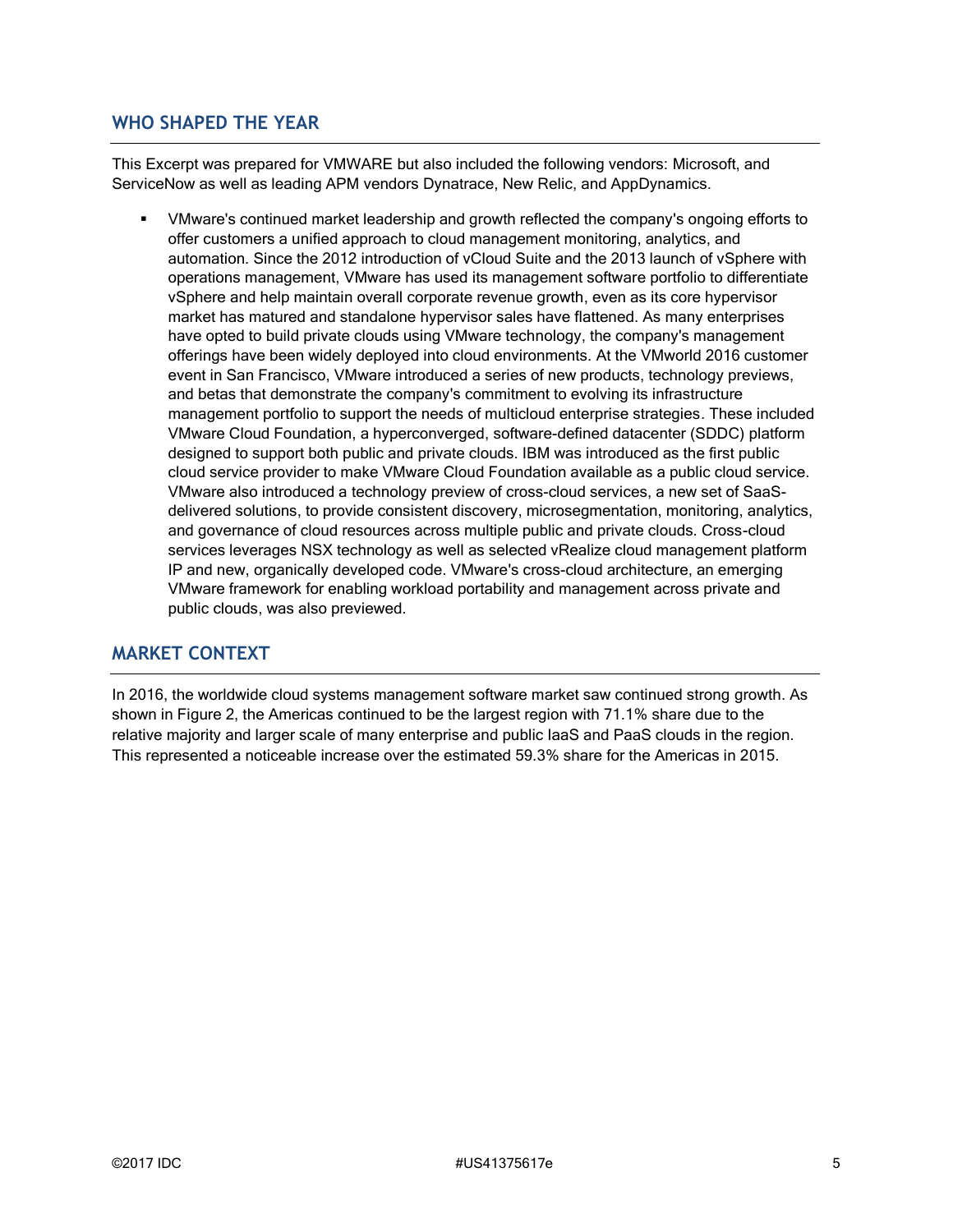## WHO SHAPED THE YEAR

This Excerpt was prepared for VMWARE but also included the following vendors: Microsoft, and ServiceNow as well as leading APM vendors Dynatrace, New Relic, and AppDynamics.

- VMware's continued market leadership and growth reflected the company's ongoing efforts to offer customers a unified approach to cloud management monitoring, analytics, and automation. Since the 2012 introduction of vCloud Suite and the 2013 launch of vSphere with operations management, VMware has used its management software portfolio to differentiate vSphere and help maintain overall corporate revenue growth, even as its core hypervisor market has matured and standalone hypervisor sales have flattened. As many enterprises have opted to build private clouds using VMware technology, the company's management offerings have been widely deployed into cloud environments. At the VMworld 2016 customer event in San Francisco, VMware introduced a series of new products, technology previews, and betas that demonstrate the company's commitment to evolving its infrastructure management portfolio to support the needs of multicloud enterprise strategies. These included VMware Cloud Foundation, a hyperconverged, software-defined datacenter (SDDC) platform designed to support both public and private clouds. IBM was introduced as the first public cloud service provider to make VMware Cloud Foundation available as a public cloud service. VMware also introduced a technology preview of cross-cloud services, a new set of SaaS-delivered solutions, to provide consistent discovery, microsegmentation, monitoring, analytics, and governance of cloud resources across multiple public and private clouds. Cross-cloud services leverages NSX technology as well as selected vRealize cloud management platform IP and new, organically developed code. VMware's cross-cloud architecture, an emerging VMware framework for enabling workload portability and management across private and public clouds, was also previewed.

## MARKET CONTEXT

In 2016, the worldwide cloud systems management software market saw continued strong growth. As shown in Figure 2, the Americas continued to be the largest region with 71.1% share due to the relative majority and larger scale of many enterprise and public IaaS and PaaS clouds in the region. This represented a noticeable increase over the estimated 59.3% share for the Americas in 2015.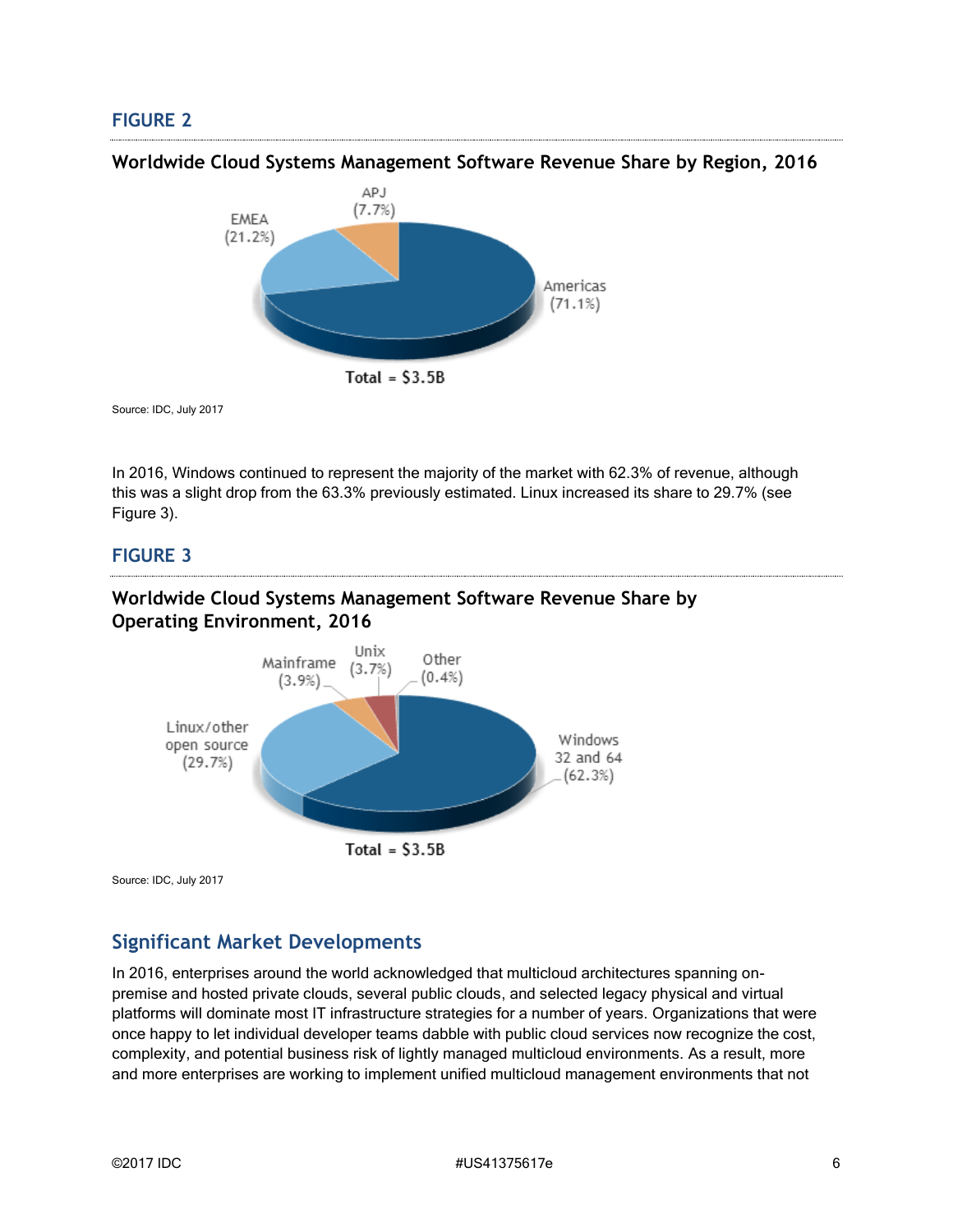## FIGURE 2

**Worldwide Cloud Systems Management Software Revenue Share by Region, 2016**

APJ (7.7%)

EMEA (21.2%)

Americas (71.1%)

Total = $3.5B

Source: IDC, July 2017

In 2016, Windows continued to represent the majority of the market with 62.3% of revenue, although this was a slight drop from the 63.3% previously estimated. Linux increased its share to 29.7% (see Figure 3).

## FIGURE 3

**Worldwide Cloud Systems Management Software Revenue Share by Operating Environment, 2016**

Mainframe (3.9%)

Unix (3.7%)

Other (0.4%)

Linux/other open source (29.7%)

Windows 32 and 64 (62.3%)

Total = $3.5B

Source: IDC, July 2017

## Significant Market Developments

In 2016, enterprises around the world acknowledged that multicloud architectures spanning on-premise and hosted private clouds, several public clouds, and selected legacy physical and virtual platforms will dominate most IT infrastructure strategies for a number of years. Organizations that were once happy to let individual developer teams dabble with public cloud services now recognize the cost, complexity, and potential business risk of lightly managed multicloud environments. As a result, more and more enterprises are working to implement unified multicloud management environments that not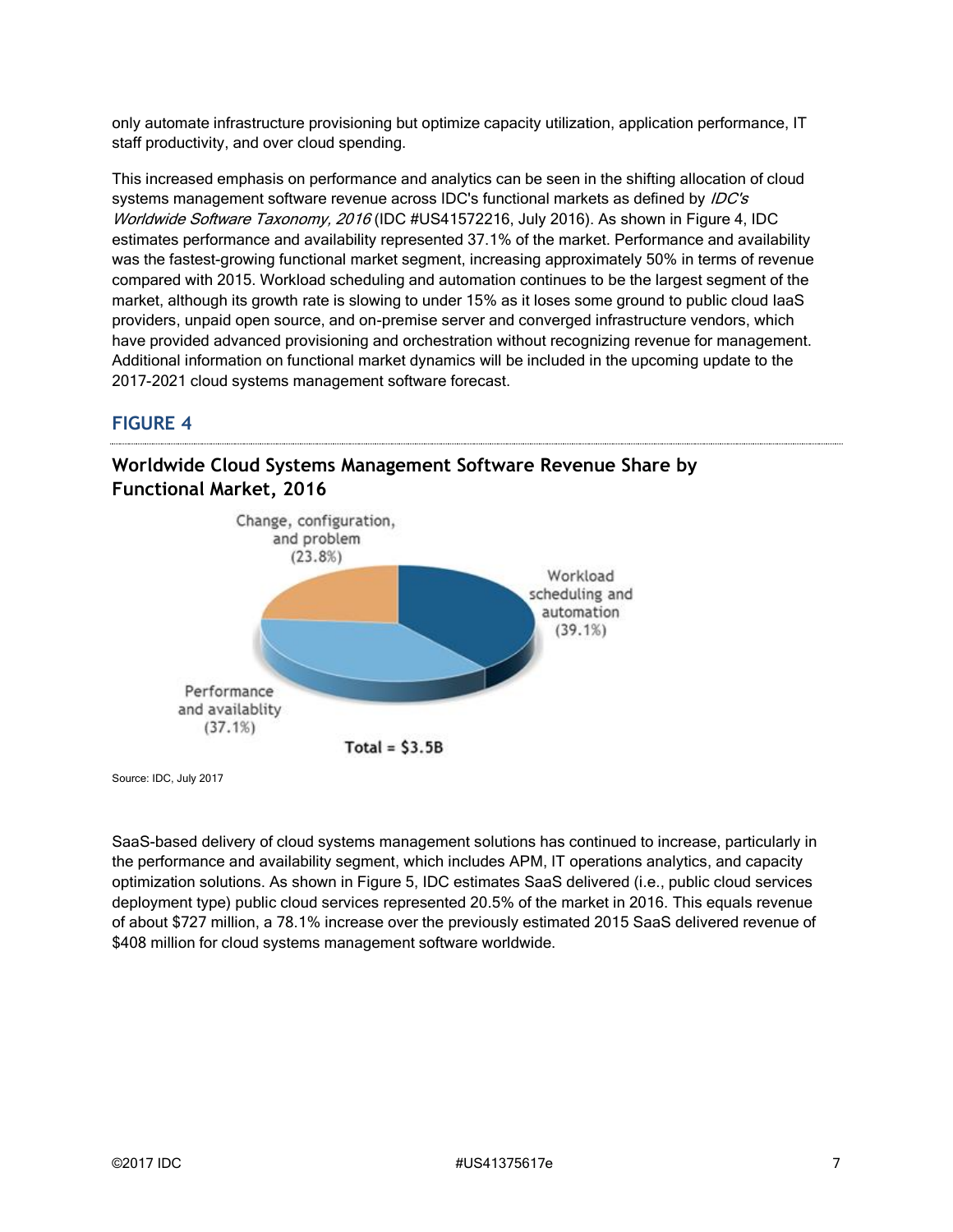only automate infrastructure provisioning but optimize capacity utilization, application performance, IT staff productivity, and over cloud spending.

This increased emphasis on performance and analytics can be seen in the shifting allocation of cloud systems management software revenue across IDC's functional markets as defined by *IDC's Worldwide Software Taxonomy, 2016* (IDC #US41572216, July 2016). As shown in Figure 4, IDC estimates performance and availability represented 37.1% of the market. Performance and availability was the fastest-growing functional market segment, increasing approximately 50% in terms of revenue compared with 2015. Workload scheduling and automation continues to be the largest segment of the market, although its growth rate is slowing to under 15% as it loses some ground to public cloud IaaS providers, unpaid open source, and on-premise server and converged infrastructure vendors, which have provided advanced provisioning and orchestration without recognizing revenue for management. Additional information on functional market dynamics will be included in the upcoming update to the 2017-2021 cloud systems management software forecast.

## FIGURE 4

### Worldwide Cloud Systems Management Software Revenue Share by Functional Market, 2016

Change, configuration, and problem (23.8%)

Workload scheduling and automation (39.1%)

Performance and availablity (37.1%)

Total = $3.5B

Source: IDC, July 2017

SaaS-based delivery of cloud systems management solutions has continued to increase, particularly in the performance and availability segment, which includes APM, IT operations analytics, and capacity optimization solutions. As shown in Figure 5, IDC estimates SaaS delivered (i.e., public cloud services deployment type) public cloud services represented 20.5% of the market in 2016. This equals revenue of about $727 million, a 78.1% increase over the previously estimated 2015 SaaS delivered revenue of $408 million for cloud systems management software worldwide.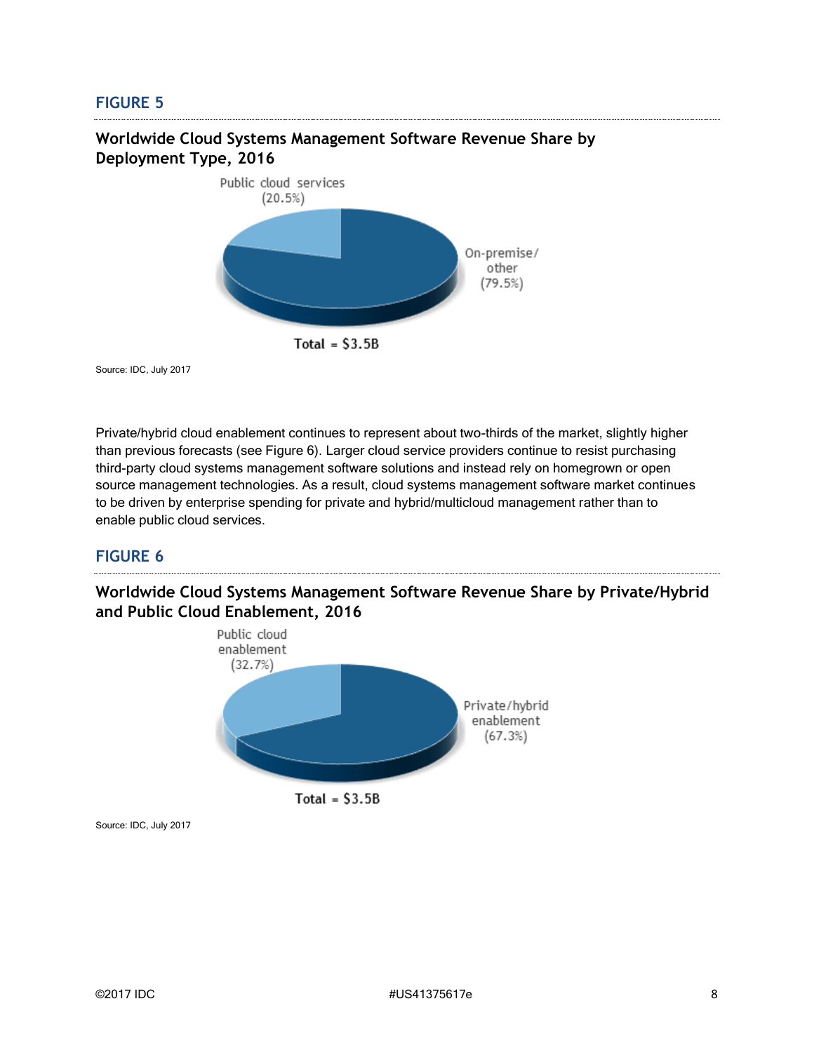## FIGURE 5

### Worldwide Cloud Systems Management Software Revenue Share by Deployment Type, 2016

Public cloud services (20.5%)

On-premise/ other (79.5%)

Total = $3.5B

Source: IDC, July 2017

Private/hybrid cloud enablement continues to represent about two-thirds of the market, slightly higher than previous forecasts (see Figure 6). Larger cloud service providers continue to resist purchasing third-party cloud systems management software solutions and instead rely on homegrown or open source management technologies. As a result, cloud systems management software market continues to be driven by enterprise spending for private and hybrid/multicloud management rather than to enable public cloud services.

## FIGURE 6

### Worldwide Cloud Systems Management Software Revenue Share by Private/Hybrid and Public Cloud Enablement, 2016

Public cloud enablement (32.7%)

Private/hybrid enablement (67.3%)

Total = $3.5B

Source: IDC, July 2017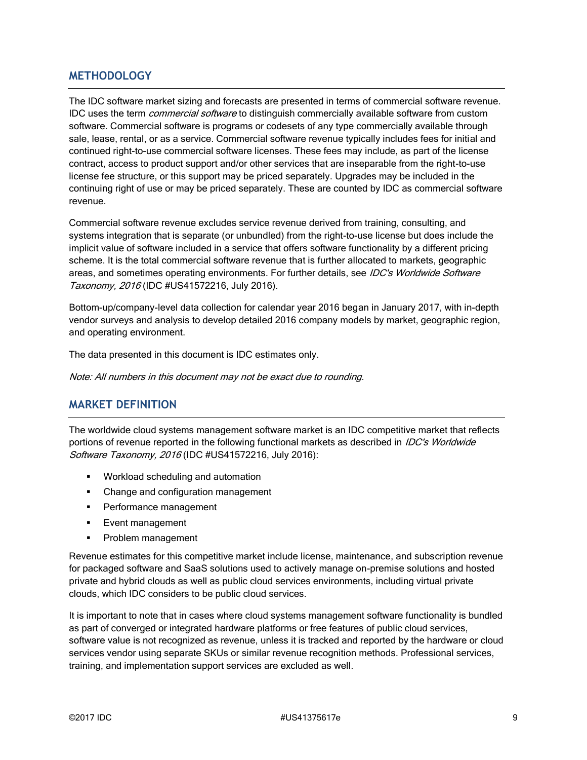## METHODOLOGY

The IDC software market sizing and forecasts are presented in terms of commercial software revenue. IDC uses the term *commercial software* to distinguish commercially available software from custom software. Commercial software is programs or codesets of any type commercially available through sale, lease, rental, or as a service. Commercial software revenue typically includes fees for initial and continued right-to-use commercial software licenses. These fees may include, as part of the license contract, access to product support and/or other services that are inseparable from the right-to-use license fee structure, or this support may be priced separately. Upgrades may be included in the continuing right of use or may be priced separately. These are counted by IDC as commercial software revenue.

Commercial software revenue excludes service revenue derived from training, consulting, and systems integration that is separate (or unbundled) from the right-to-use license but does include the implicit value of software included in a service that offers software functionality by a different pricing scheme. It is the total commercial software revenue that is further allocated to markets, geographic areas, and sometimes operating environments. For further details, see *IDC's Worldwide Software Taxonomy, 2016* (IDC #US41572216, July 2016).

Bottom-up/company-level data collection for calendar year 2016 began in January 2017, with in-depth vendor surveys and analysis to develop detailed 2016 company models by market, geographic region, and operating environment.

The data presented in this document is IDC estimates only.

*Note: All numbers in this document may not be exact due to rounding.*

## MARKET DEFINITION

The worldwide cloud systems management software market is an IDC competitive market that reflects portions of revenue reported in the following functional markets as described in *IDC's Worldwide Software Taxonomy, 2016* (IDC #US41572216, July 2016):

- Workload scheduling and automation
- Change and configuration management
- Performance management
- Event management
- Problem management

Revenue estimates for this competitive market include license, maintenance, and subscription revenue for packaged software and SaaS solutions used to actively manage on-premise solutions and hosted private and hybrid clouds as well as public cloud services environments, including virtual private clouds, which IDC considers to be public cloud services.

It is important to note that in cases where cloud systems management software functionality is bundled as part of converged or integrated hardware platforms or free features of public cloud services, software value is not recognized as revenue, unless it is tracked and reported by the hardware or cloud services vendor using separate SKUs or similar revenue recognition methods. Professional services, training, and implementation support services are excluded as well.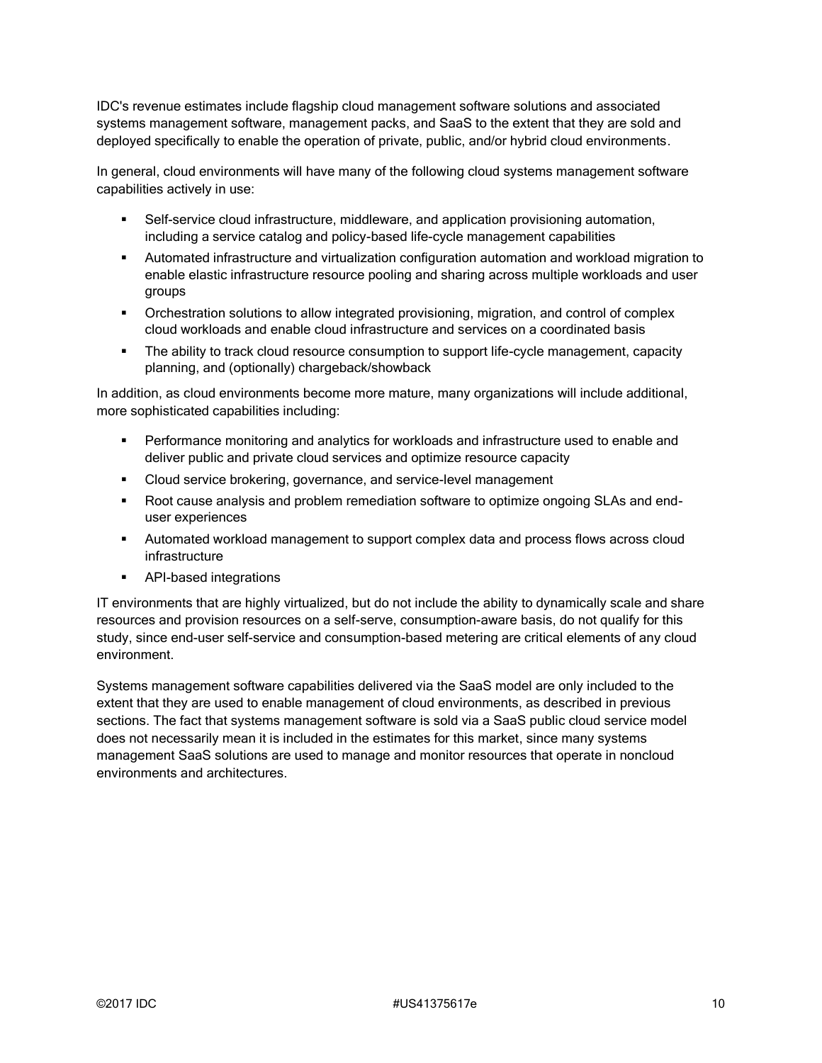IDC's revenue estimates include flagship cloud management software solutions and associated systems management software, management packs, and SaaS to the extent that they are sold and deployed specifically to enable the operation of private, public, and/or hybrid cloud environments.

In general, cloud environments will have many of the following cloud systems management software capabilities actively in use:

- Self-service cloud infrastructure, middleware, and application provisioning automation, including a service catalog and policy-based life-cycle management capabilities
- Automated infrastructure and virtualization configuration automation and workload migration to enable elastic infrastructure resource pooling and sharing across multiple workloads and user groups
- Orchestration solutions to allow integrated provisioning, migration, and control of complex cloud workloads and enable cloud infrastructure and services on a coordinated basis
- The ability to track cloud resource consumption to support life-cycle management, capacity planning, and (optionally) chargeback/showback

In addition, as cloud environments become more mature, many organizations will include additional, more sophisticated capabilities including:

- Performance monitoring and analytics for workloads and infrastructure used to enable and deliver public and private cloud services and optimize resource capacity
- Cloud service brokering, governance, and service-level management
- Root cause analysis and problem remediation software to optimize ongoing SLAs and end-user experiences
- Automated workload management to support complex data and process flows across cloud infrastructure
- API-based integrations

IT environments that are highly virtualized, but do not include the ability to dynamically scale and share resources and provision resources on a self-serve, consumption-aware basis, do not qualify for this study, since end-user self-service and consumption-based metering are critical elements of any cloud environment.

Systems management software capabilities delivered via the SaaS model are only included to the extent that they are used to enable management of cloud environments, as described in previous sections. The fact that systems management software is sold via a SaaS public cloud service model does not necessarily mean it is included in the estimates for this market, since many systems management SaaS solutions are used to manage and monitor resources that operate in noncloud environments and architectures.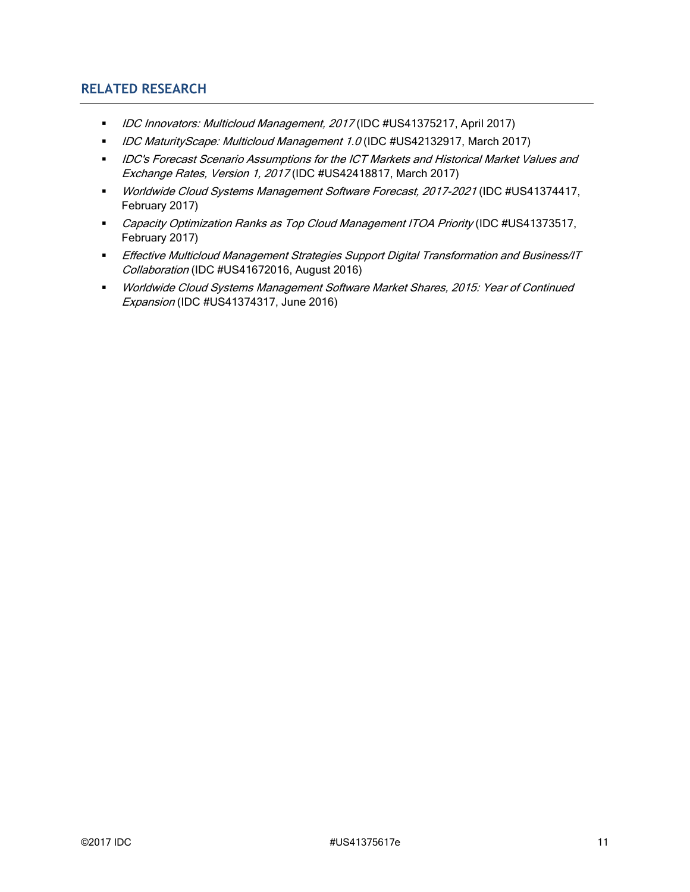## RELATED RESEARCH

- *IDC Innovators: Multicloud Management, 2017* (IDC #US41375217, April 2017)
- *IDC MaturityScape: Multicloud Management 1.0* (IDC #US42132917, March 2017)
- *IDC's Forecast Scenario Assumptions for the ICT Markets and Historical Market Values and Exchange Rates, Version 1, 2017* (IDC #US42418817, March 2017)
- *Worldwide Cloud Systems Management Software Forecast, 2017-2021* (IDC #US41374417, February 2017)
- *Capacity Optimization Ranks as Top Cloud Management ITOA Priority* (IDC #US41373517, February 2017)
- *Effective Multicloud Management Strategies Support Digital Transformation and Business/IT Collaboration* (IDC #US41672016, August 2016)
- *Worldwide Cloud Systems Management Software Market Shares, 2015: Year of Continued Expansion* (IDC #US41374317, June 2016)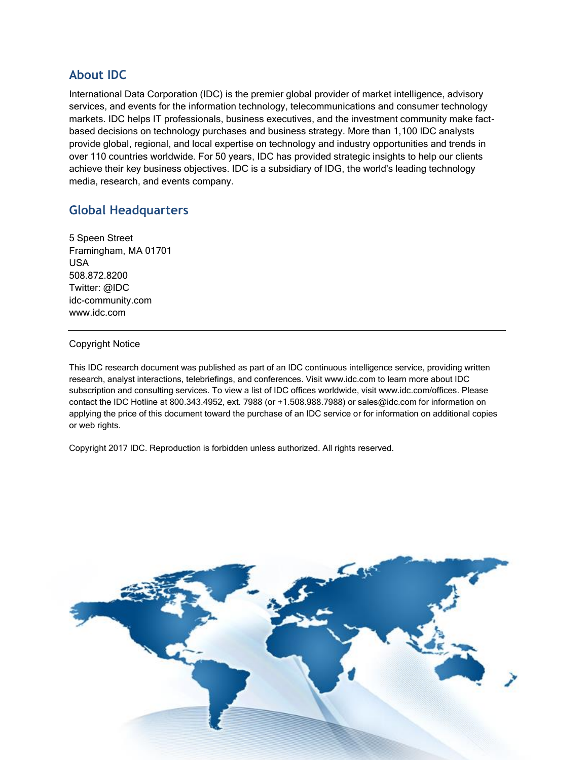## About IDC

International Data Corporation (IDC) is the premier global provider of market intelligence, advisory services, and events for the information technology, telecommunications and consumer technology markets. IDC helps IT professionals, business executives, and the investment community make fact-based decisions on technology purchases and business strategy. More than 1,100 IDC analysts provide global, regional, and local expertise on technology and industry opportunities and trends in over 110 countries worldwide. For 50 years, IDC has provided strategic insights to help our clients achieve their key business objectives. IDC is a subsidiary of IDG, the world's leading technology media, research, and events company.

## Global Headquarters

5 Speen Street
Framingham, MA 01701
USA
508.872.8200
Twitter: @IDC
idc-community.com
www.idc.com

---

Copyright Notice

This IDC research document was published as part of an IDC continuous intelligence service, providing written research, analyst interactions, telebriefings, and conferences. Visit www.idc.com to learn more about IDC subscription and consulting services. To view a list of IDC offices worldwide, visit www.idc.com/offices. Please contact the IDC Hotline at 800.343.4952, ext. 7988 (or +1.508.988.7988) or sales@idc.com for information on applying the price of this document toward the purchase of an IDC service or for information on additional copies or web rights.

Copyright 2017 IDC. Reproduction is forbidden unless authorized. All rights reserved.